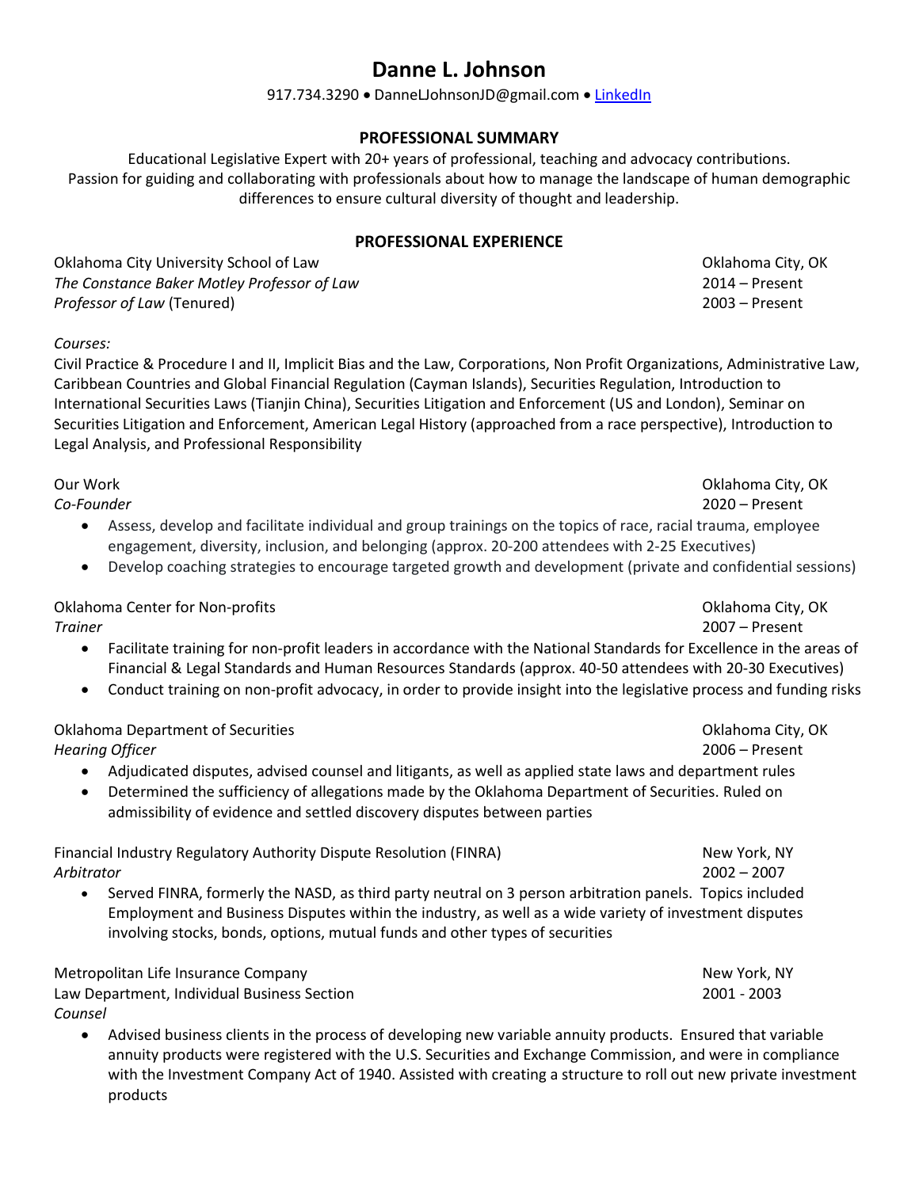# Danne L. Johnson

917.734.3290 • DanneLJohnsonJD@gmail.com • [LinkedIn]

## PROFESSIONAL SUMMARY

Educational Legislative Expert with 20+ years of professional, teaching and advocacy contributions. Passion for guiding and collaborating with professionals about how to manage the landscape of human demographic differences to ensure cultural diversity of thought and leadership.

## PROFESSIONAL EXPERIENCE

Oklahoma City University School of Law — Oklahoma City, OK
*The Constance Baker Motley Professor of Law* — 2014 – Present
*Professor of Law* (Tenured) — 2003 – Present

*Courses:*
Civil Practice & Procedure I and II, Implicit Bias and the Law, Corporations, Non Profit Organizations, Administrative Law, Caribbean Countries and Global Financial Regulation (Cayman Islands), Securities Regulation, Introduction to International Securities Laws (Tianjin China), Securities Litigation and Enforcement (US and London), Seminar on Securities Litigation and Enforcement, American Legal History (approached from a race perspective), Introduction to Legal Analysis, and Professional Responsibility

Our Work — Oklahoma City, OK
*Co-Founder* — 2020 – Present

- Assess, develop and facilitate individual and group trainings on the topics of race, racial trauma, employee engagement, diversity, inclusion, and belonging (approx. 20-200 attendees with 2-25 Executives)
- Develop coaching strategies to encourage targeted growth and development (private and confidential sessions)

Oklahoma Center for Non-profits — Oklahoma City, OK
*Trainer* — 2007 – Present

- Facilitate training for non-profit leaders in accordance with the National Standards for Excellence in the areas of Financial & Legal Standards and Human Resources Standards (approx. 40-50 attendees with 20-30 Executives)
- Conduct training on non-profit advocacy, in order to provide insight into the legislative process and funding risks

Oklahoma Department of Securities — Oklahoma City, OK
*Hearing Officer* — 2006 – Present

- Adjudicated disputes, advised counsel and litigants, as well as applied state laws and department rules
- Determined the sufficiency of allegations made by the Oklahoma Department of Securities. Ruled on admissibility of evidence and settled discovery disputes between parties

Financial Industry Regulatory Authority Dispute Resolution (FINRA) — New York, NY
*Arbitrator* — 2002 – 2007

- Served FINRA, formerly the NASD, as third party neutral on 3 person arbitration panels. Topics included Employment and Business Disputes within the industry, as well as a wide variety of investment disputes involving stocks, bonds, options, mutual funds and other types of securities

Metropolitan Life Insurance Company — New York, NY
Law Department, Individual Business Section — 2001 - 2003
*Counsel*

- Advised business clients in the process of developing new variable annuity products. Ensured that variable annuity products were registered with the U.S. Securities and Exchange Commission, and were in compliance with the Investment Company Act of 1940. Assisted with creating a structure to roll out new private investment products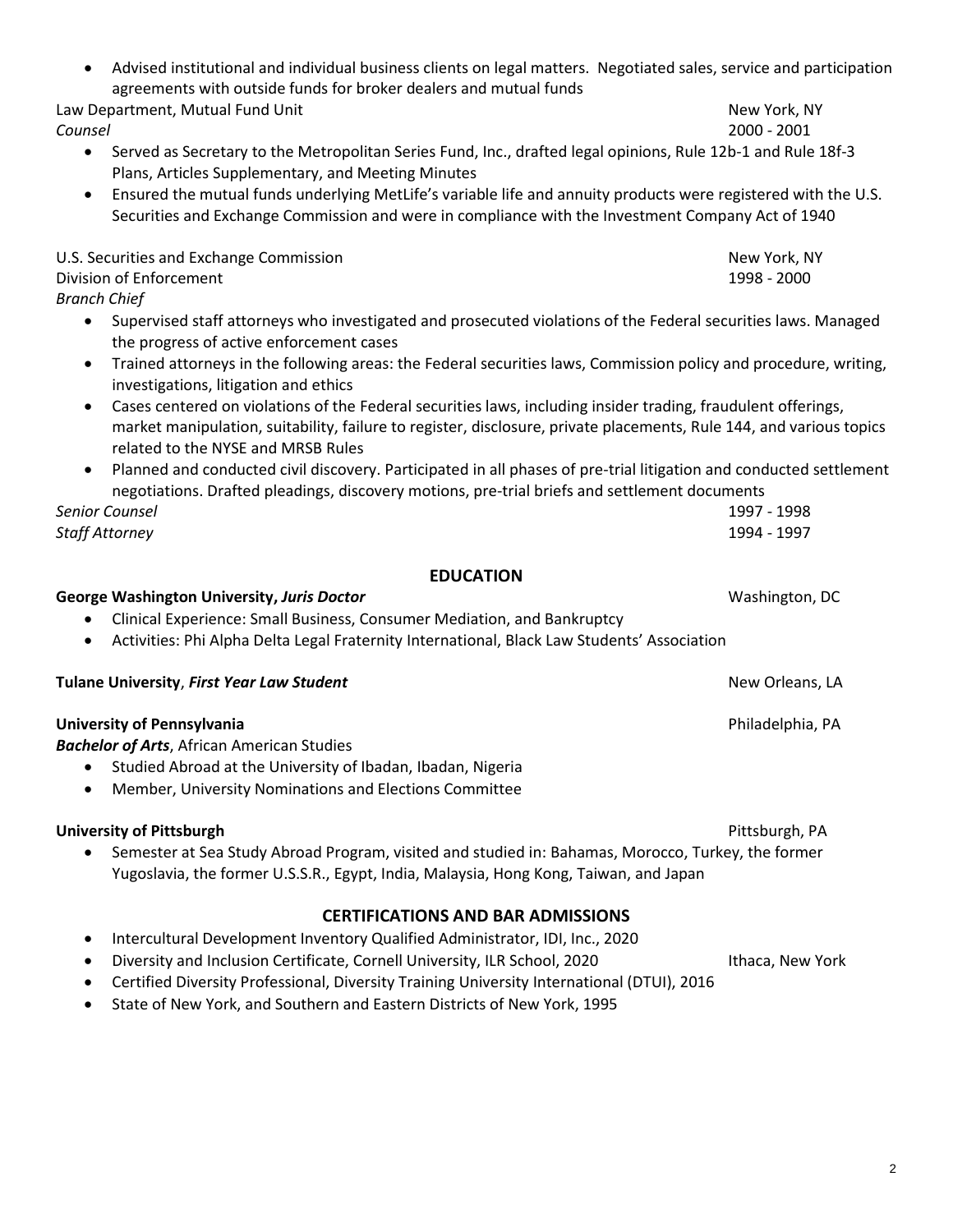- Advised institutional and individual business clients on legal matters. Negotiated sales, service and participation agreements with outside funds for broker dealers and mutual funds

Law Department, Mutual Fund Unit — New York, NY
*Counsel* — 2000 - 2001

- Served as Secretary to the Metropolitan Series Fund, Inc., drafted legal opinions, Rule 12b-1 and Rule 18f-3 Plans, Articles Supplementary, and Meeting Minutes
- Ensured the mutual funds underlying MetLife's variable life and annuity products were registered with the U.S. Securities and Exchange Commission and were in compliance with the Investment Company Act of 1940

U.S. Securities and Exchange Commission — New York, NY
Division of Enforcement — 1998 - 2000
*Branch Chief*

- Supervised staff attorneys who investigated and prosecuted violations of the Federal securities laws. Managed the progress of active enforcement cases
- Trained attorneys in the following areas: the Federal securities laws, Commission policy and procedure, writing, investigations, litigation and ethics
- Cases centered on violations of the Federal securities laws, including insider trading, fraudulent offerings, market manipulation, suitability, failure to register, disclosure, private placements, Rule 144, and various topics related to the NYSE and MRSB Rules
- Planned and conducted civil discovery. Participated in all phases of pre-trial litigation and conducted settlement negotiations. Drafted pleadings, discovery motions, pre-trial briefs and settlement documents

*Senior Counsel* — 1997 - 1998
*Staff Attorney* — 1994 - 1997

## EDUCATION

**George Washington University, *Juris Doctor*** — Washington, DC

- Clinical Experience: Small Business, Consumer Mediation, and Bankruptcy
- Activities: Phi Alpha Delta Legal Fraternity International, Black Law Students' Association

**Tulane University**, ***First Year Law Student*** — New Orleans, LA

**University of Pennsylvania** — Philadelphia, PA
***Bachelor of Arts***, African American Studies

- Studied Abroad at the University of Ibadan, Ibadan, Nigeria
- Member, University Nominations and Elections Committee

**University of Pittsburgh** — Pittsburgh, PA

- Semester at Sea Study Abroad Program, visited and studied in: Bahamas, Morocco, Turkey, the former Yugoslavia, the former U.S.S.R., Egypt, India, Malaysia, Hong Kong, Taiwan, and Japan

## CERTIFICATIONS AND BAR ADMISSIONS

- Intercultural Development Inventory Qualified Administrator, IDI, Inc., 2020
- Diversity and Inclusion Certificate, Cornell University, ILR School, 2020 — Ithaca, New York
- Certified Diversity Professional, Diversity Training University International (DTUI), 2016
- State of New York, and Southern and Eastern Districts of New York, 1995